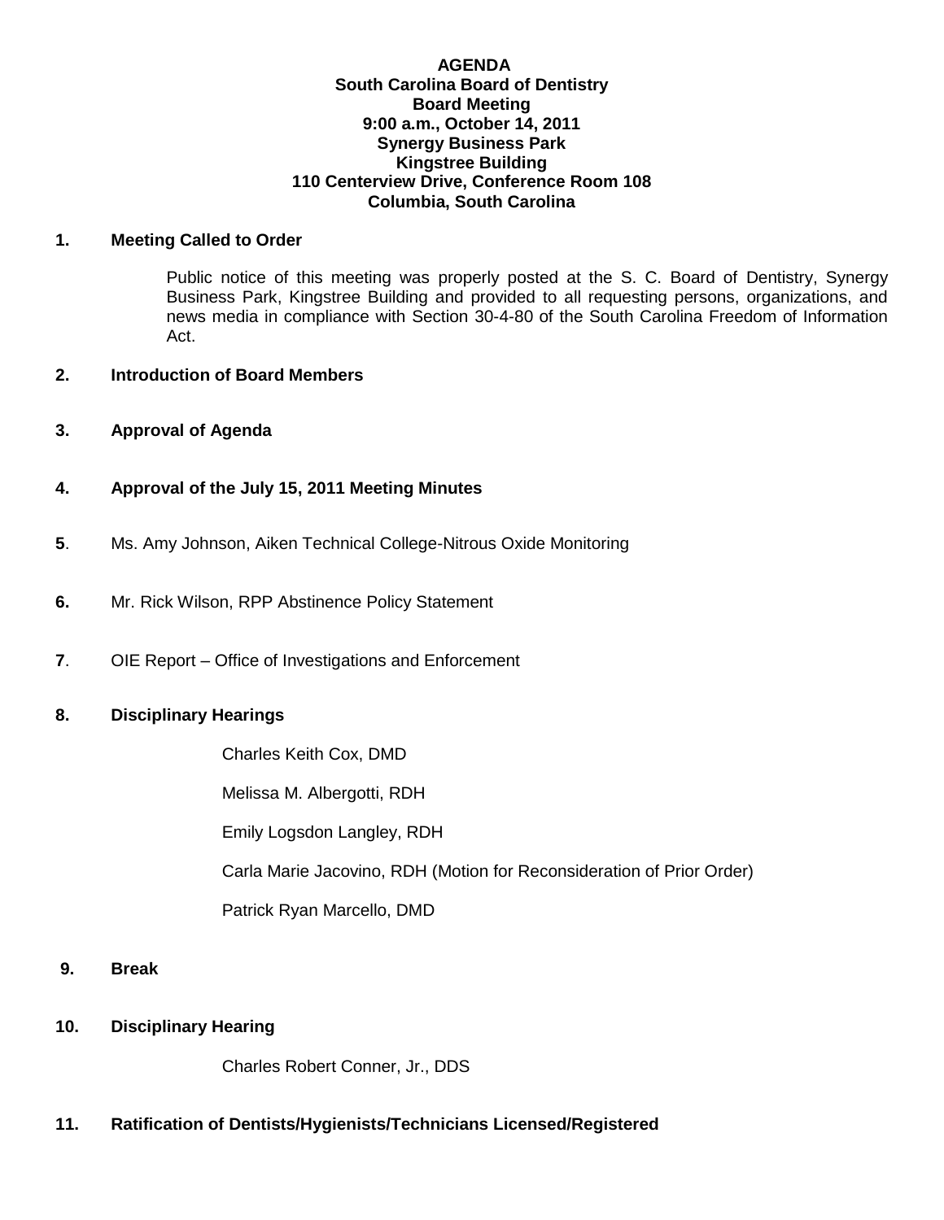**AGENDA**
**South Carolina Board of Dentistry**
**Board Meeting**
**9:00 a.m., October 14, 2011**
**Synergy Business Park**
**Kingstree Building**
**110 Centerview Drive, Conference Room 108**
**Columbia, South Carolina**

**1. Meeting Called to Order**

Public notice of this meeting was properly posted at the S. C. Board of Dentistry, Synergy Business Park, Kingstree Building and provided to all requesting persons, organizations, and news media in compliance with Section 30-4-80 of the South Carolina Freedom of Information Act.

**2. Introduction of Board Members**

**3. Approval of Agenda**

**4. Approval of the July 15, 2011 Meeting Minutes**

**5**. Ms. Amy Johnson, Aiken Technical College-Nitrous Oxide Monitoring

**6.** Mr. Rick Wilson, RPP Abstinence Policy Statement

**7**. OIE Report – Office of Investigations and Enforcement

**8. Disciplinary Hearings**

Charles Keith Cox, DMD

Melissa M. Albergotti, RDH

Emily Logsdon Langley, RDH

Carla Marie Jacovino, RDH (Motion for Reconsideration of Prior Order)

Patrick Ryan Marcello, DMD

**9. Break**

**10. Disciplinary Hearing**

Charles Robert Conner, Jr., DDS

**11. Ratification of Dentists/Hygienists/Technicians Licensed/Registered**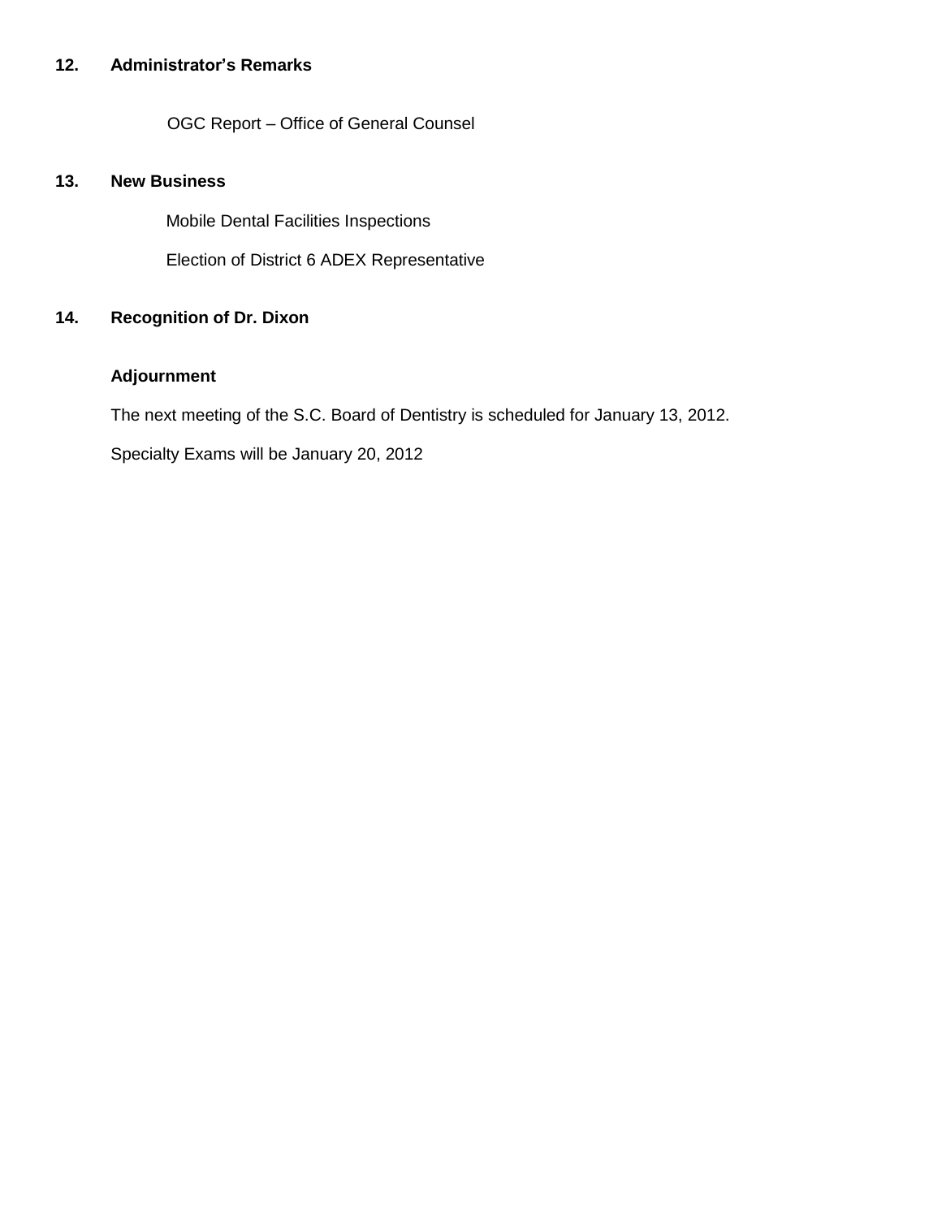**12. Administrator's Remarks**

OGC Report – Office of General Counsel

**13. New Business**

Mobile Dental Facilities Inspections

Election of District 6 ADEX Representative

**14. Recognition of Dr. Dixon**

**Adjournment**

The next meeting of the S.C. Board of Dentistry is scheduled for January 13, 2012.

Specialty Exams will be January 20, 2012